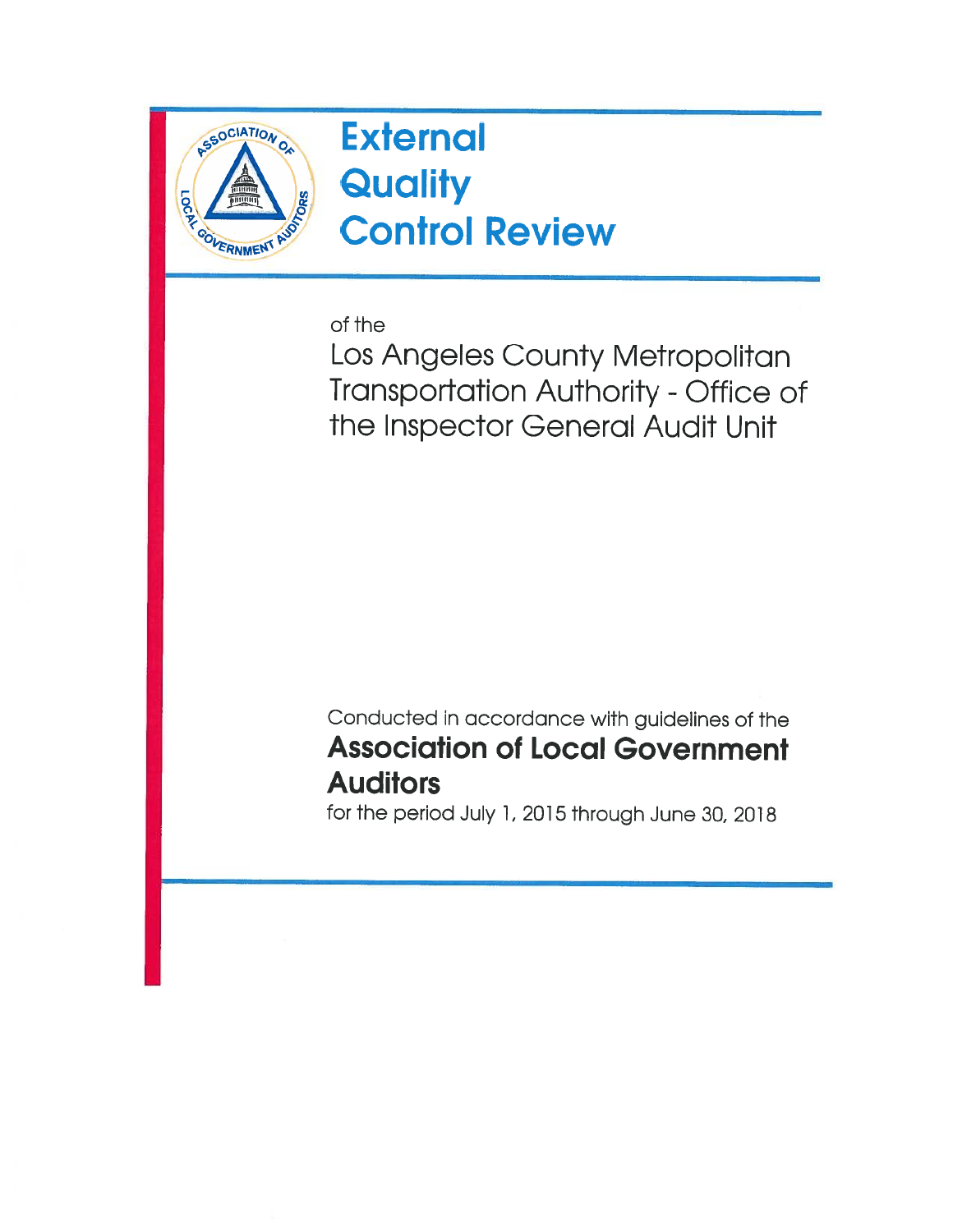# External Quality Control Review

of the

## Los Angeles County Metropolitan Transportation Authority - Office of the Inspector General Audit Unit

Conducted in accordance with guidelines of the

**Association of Local Government Auditors**

for the period July 1, 2015 through June 30, 2018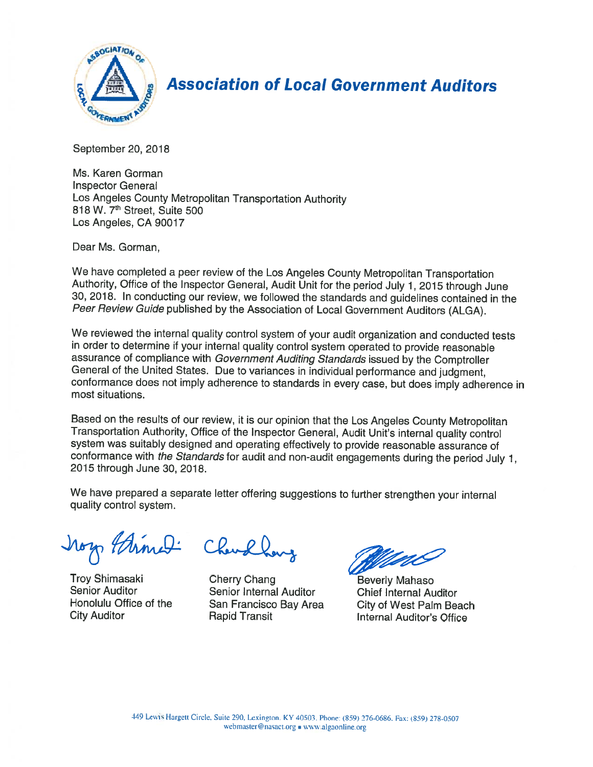# Association of Local Government Auditors

September 20, 2018

Ms. Karen Gorman
Inspector General
Los Angeles County Metropolitan Transportation Authority
818 W. 7th Street, Suite 500
Los Angeles, CA 90017

Dear Ms. Gorman,

We have completed a peer review of the Los Angeles County Metropolitan Transportation Authority, Office of the Inspector General, Audit Unit for the period July 1, 2015 through June 30, 2018. In conducting our review, we followed the standards and guidelines contained in the *Peer Review Guide* published by the Association of Local Government Auditors (ALGA).

We reviewed the internal quality control system of your audit organization and conducted tests in order to determine if your internal quality control system operated to provide reasonable assurance of compliance with *Government Auditing Standards* issued by the Comptroller General of the United States. Due to variances in individual performance and judgment, conformance does not imply adherence to standards in every case, but does imply adherence in most situations.

Based on the results of our review, it is our opinion that the Los Angeles County Metropolitan Transportation Authority, Office of the Inspector General, Audit Unit's internal quality control system was suitably designed and operating effectively to provide reasonable assurance of conformance with *the Standards* for audit and non-audit engagements during the period July 1, 2015 through June 30, 2018.

We have prepared a separate letter offering suggestions to further strengthen your internal quality control system.

Troy Shimasaki
Senior Auditor
Honolulu Office of the City Auditor

Cherry Chang
Senior Internal Auditor
San Francisco Bay Area Rapid Transit

Beverly Mahaso
Chief Internal Auditor
City of West Palm Beach Internal Auditor's Office

449 Lewis Hargett Circle, Suite 290, Lexington, KY 40503. Phone: (859) 276-0686. Fax: (859) 278-0507
webmaster@nasact.org ▪ www.algaonline.org